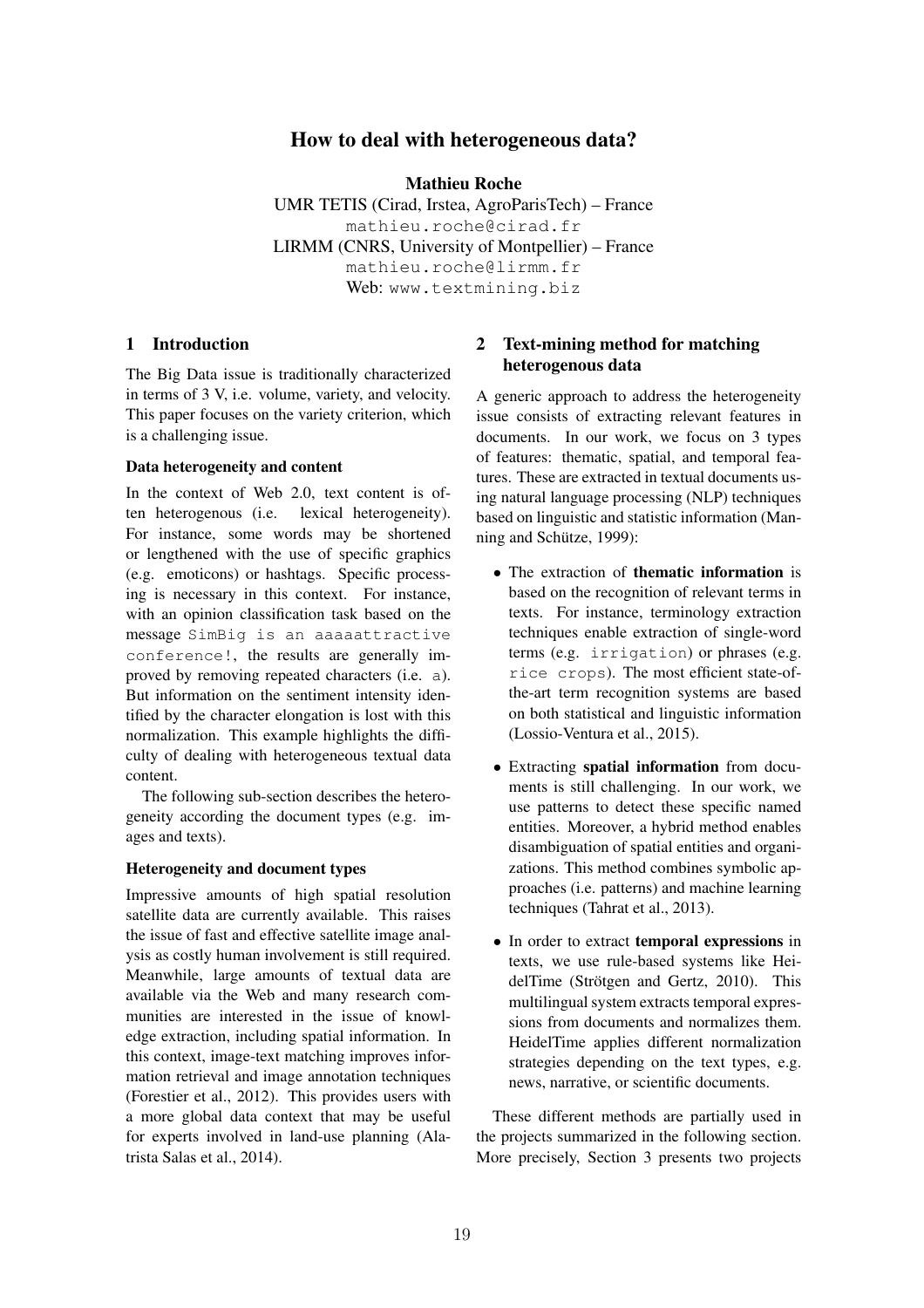# How to deal with heterogeneous data?

**Mathieu Roche**

UMR TETIS (Cirad, Irstea, AgroParisTech) – France
mathieu.roche@cirad.fr
LIRMM (CNRS, University of Montpellier) – France
mathieu.roche@lirmm.fr
Web: www.textmining.biz

## 1 Introduction

The Big Data issue is traditionally characterized in terms of 3 V, i.e. volume, variety, and velocity. This paper focuses on the variety criterion, which is a challenging issue.

### Data heterogeneity and content

In the context of Web 2.0, text content is often heterogenous (i.e. lexical heterogeneity). For instance, some words may be shortened or lengthened with the use of specific graphics (e.g. emoticons) or hashtags. Specific processing is necessary in this context. For instance, with an opinion classification task based on the message `SimBig is an aaaaattractive conference!`, the results are generally improved by removing repeated characters (i.e. `a`). But information on the sentiment intensity identified by the character elongation is lost with this normalization. This example highlights the difficulty of dealing with heterogeneous textual data content.

The following sub-section describes the heterogeneity according the document types (e.g. images and texts).

### Heterogeneity and document types

Impressive amounts of high spatial resolution satellite data are currently available. This raises the issue of fast and effective satellite image analysis as costly human involvement is still required. Meanwhile, large amounts of textual data are available via the Web and many research communities are interested in the issue of knowledge extraction, including spatial information. In this context, image-text matching improves information retrieval and image annotation techniques (Forestier et al., 2012). This provides users with a more global data context that may be useful for experts involved in land-use planning (Alatrista Salas et al., 2014).

## 2 Text-mining method for matching heterogenous data

A generic approach to address the heterogeneity issue consists of extracting relevant features in documents. In our work, we focus on 3 types of features: thematic, spatial, and temporal features. These are extracted in textual documents using natural language processing (NLP) techniques based on linguistic and statistic information (Manning and Schütze, 1999):

- The extraction of **thematic information** is based on the recognition of relevant terms in texts. For instance, terminology extraction techniques enable extraction of single-word terms (e.g. `irrigation`) or phrases (e.g. `rice crops`). The most efficient state-of-the-art term recognition systems are based on both statistical and linguistic information (Lossio-Ventura et al., 2015).
- Extracting **spatial information** from documents is still challenging. In our work, we use patterns to detect these specific named entities. Moreover, a hybrid method enables disambiguation of spatial entities and organizations. This method combines symbolic approaches (i.e. patterns) and machine learning techniques (Tahrat et al., 2013).
- In order to extract **temporal expressions** in texts, we use rule-based systems like HeidelTime (Strötgen and Gertz, 2010). This multilingual system extracts temporal expressions from documents and normalizes them. HeidelTime applies different normalization strategies depending on the text types, e.g. news, narrative, or scientific documents.

These different methods are partially used in the projects summarized in the following section. More precisely, Section 3 presents two projects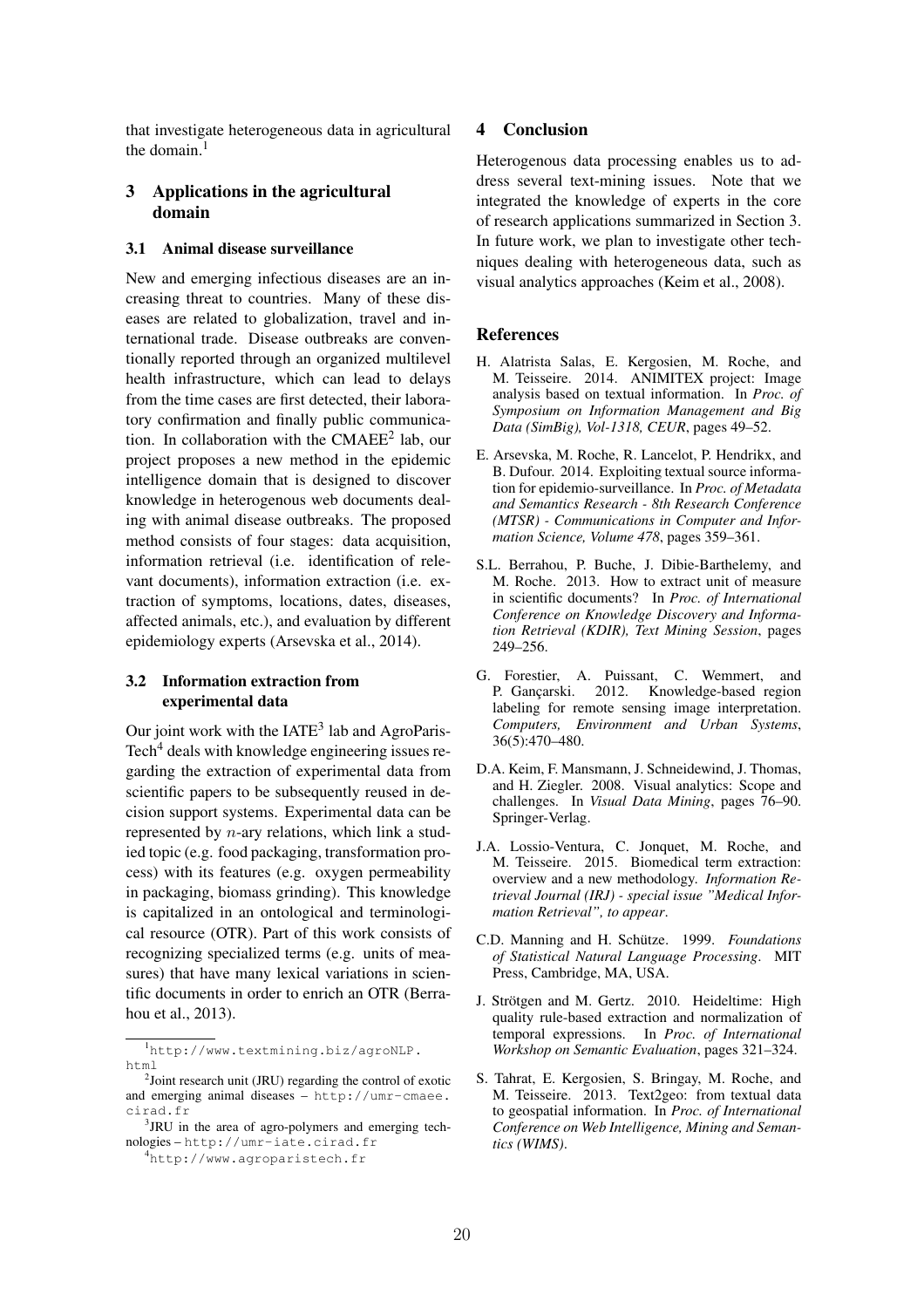that investigate heterogeneous data in agricultural the domain.[1]

## 3 Applications in the agricultural domain

### 3.1 Animal disease surveillance

New and emerging infectious diseases are an increasing threat to countries. Many of these diseases are related to globalization, travel and international trade. Disease outbreaks are conventionally reported through an organized multilevel health infrastructure, which can lead to delays from the time cases are first detected, their laboratory confirmation and finally public communication. In collaboration with the CMAEE[2] lab, our project proposes a new method in the epidemic intelligence domain that is designed to discover knowledge in heterogenous web documents dealing with animal disease outbreaks. The proposed method consists of four stages: data acquisition, information retrieval (i.e. identification of relevant documents), information extraction (i.e. extraction of symptoms, locations, dates, diseases, affected animals, etc.), and evaluation by different epidemiology experts (Arsevska et al., 2014).

### 3.2 Information extraction from experimental data

Our joint work with the IATE[3] lab and AgroParisTech[4] deals with knowledge engineering issues regarding the extraction of experimental data from scientific papers to be subsequently reused in decision support systems. Experimental data can be represented by $n$-ary relations, which link a studied topic (e.g. food packaging, transformation process) with its features (e.g. oxygen permeability in packaging, biomass grinding). This knowledge is capitalized in an ontological and terminological resource (OTR). Part of this work consists of recognizing specialized terms (e.g. units of measures) that have many lexical variations in scientific documents in order to enrich an OTR (Berrahou et al., 2013).

[1] http://www.textmining.biz/agroNLP.html

[2] Joint research unit (JRU) regarding the control of exotic and emerging animal diseases – http://umr-cmaee.cirad.fr

[3] JRU in the area of agro-polymers and emerging technologies – http://umr-iate.cirad.fr

[4] http://www.agroparistech.fr

## 4 Conclusion

Heterogenous data processing enables us to adress several text-mining issues. Note that we integrated the knowledge of experts in the core of research applications summarized in Section 3. In future work, we plan to investigate other techniques dealing with heterogeneous data, such as visual analytics approaches (Keim et al., 2008).

## References

H. Alatrista Salas, E. Kergosien, M. Roche, and M. Teisseire. 2014. ANIMITEX project: Image analysis based on textual information. In *Proc. of Symposium on Information Management and Big Data (SimBig), Vol-1318, CEUR*, pages 49–52.

E. Arsevska, M. Roche, R. Lancelot, P. Hendrikx, and B. Dufour. 2014. Exploiting textual source information for epidemio-surveillance. In *Proc. of Metadata and Semantics Research - 8th Research Conference (MTSR) - Communications in Computer and Information Science, Volume 478*, pages 359–361.

S.L. Berrahou, P. Buche, J. Dibie-Barthelemy, and M. Roche. 2013. How to extract unit of measure in scientific documents? In *Proc. of International Conference on Knowledge Discovery and Information Retrieval (KDIR), Text Mining Session*, pages 249–256.

G. Forestier, A. Puissant, C. Wemmert, and P. Gançarski. 2012. Knowledge-based region labeling for remote sensing image interpretation. *Computers, Environment and Urban Systems*, 36(5):470–480.

D.A. Keim, F. Mansmann, J. Schneidewind, J. Thomas, and H. Ziegler. 2008. Visual analytics: Scope and challenges. In *Visual Data Mining*, pages 76–90. Springer-Verlag.

J.A. Lossio-Ventura, C. Jonquet, M. Roche, and M. Teisseire. 2015. Biomedical term extraction: overview and a new methodology. *Information Retrieval Journal (IRJ) - special issue "Medical Information Retrieval", to appear*.

C.D. Manning and H. Schütze. 1999. *Foundations of Statistical Natural Language Processing*. MIT Press, Cambridge, MA, USA.

J. Strötgen and M. Gertz. 2010. Heideltime: High quality rule-based extraction and normalization of temporal expressions. In *Proc. of International Workshop on Semantic Evaluation*, pages 321–324.

S. Tahrat, E. Kergosien, S. Bringay, M. Roche, and M. Teisseire. 2013. Text2geo: from textual data to geospatial information. In *Proc. of International Conference on Web Intelligence, Mining and Semantics (WIMS)*.